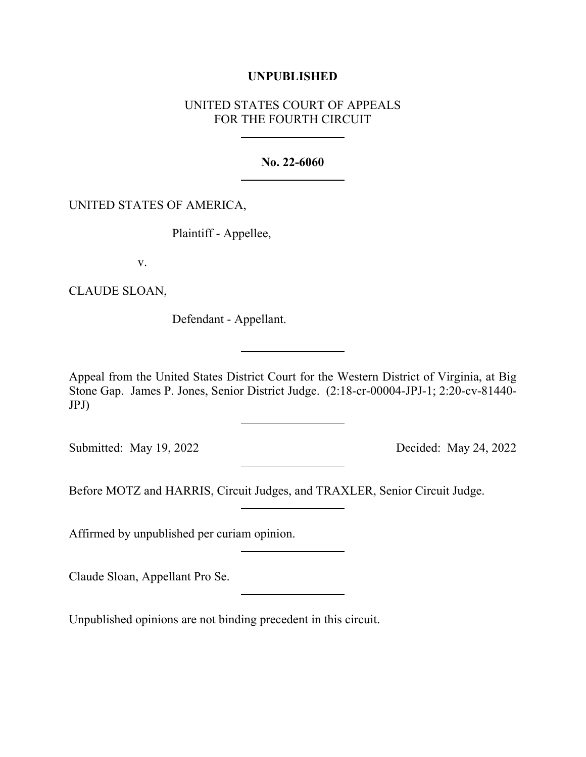**UNPUBLISHED**

UNITED STATES COURT OF APPEALS
FOR THE FOURTH CIRCUIT

---

**No. 22-6060**

---

UNITED STATES OF AMERICA,

Plaintiff - Appellee,

v.

CLAUDE SLOAN,

Defendant - Appellant.

---

Appeal from the United States District Court for the Western District of Virginia, at Big Stone Gap. James P. Jones, Senior District Judge. (2:18-cr-00004-JPJ-1; 2:20-cv-81440-JPJ)

---

Submitted: May 19, 2022 Decided: May 24, 2022

---

Before MOTZ and HARRIS, Circuit Judges, and TRAXLER, Senior Circuit Judge.

---

Affirmed by unpublished per curiam opinion.

---

Claude Sloan, Appellant Pro Se.

---

Unpublished opinions are not binding precedent in this circuit.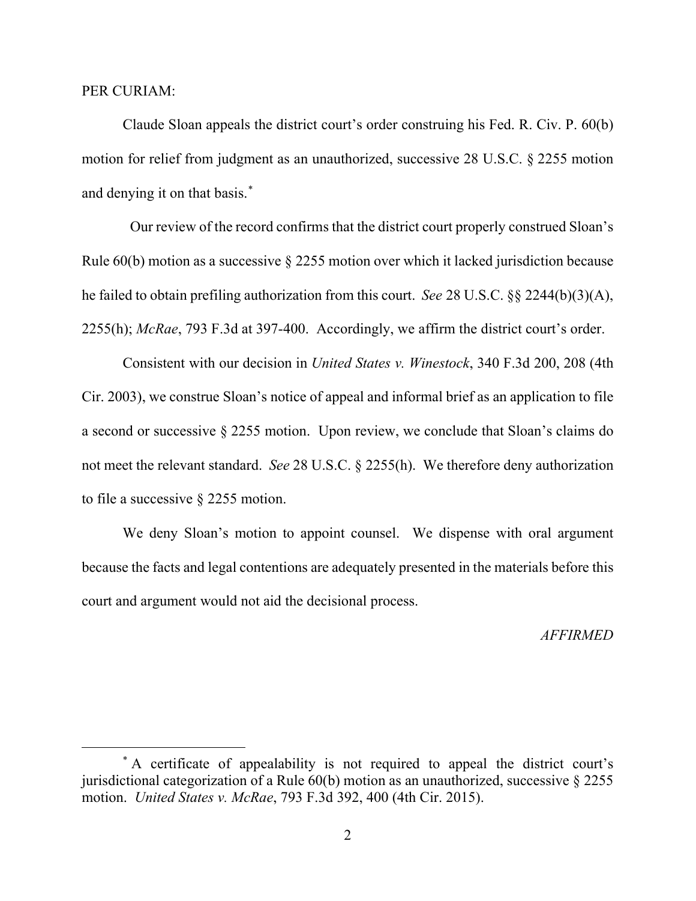PER CURIAM:

Claude Sloan appeals the district court's order construing his Fed. R. Civ. P. 60(b) motion for relief from judgment as an unauthorized, successive 28 U.S.C. § 2255 motion and denying it on that basis.*

Our review of the record confirms that the district court properly construed Sloan's Rule 60(b) motion as a successive § 2255 motion over which it lacked jurisdiction because he failed to obtain prefiling authorization from this court. *See* 28 U.S.C. §§ 2244(b)(3)(A), 2255(h); *McRae*, 793 F.3d at 397-400. Accordingly, we affirm the district court's order.

Consistent with our decision in *United States v. Winestock*, 340 F.3d 200, 208 (4th Cir. 2003), we construe Sloan's notice of appeal and informal brief as an application to file a second or successive § 2255 motion. Upon review, we conclude that Sloan's claims do not meet the relevant standard. *See* 28 U.S.C. § 2255(h). We therefore deny authorization to file a successive § 2255 motion.

We deny Sloan's motion to appoint counsel. We dispense with oral argument because the facts and legal contentions are adequately presented in the materials before this court and argument would not aid the decisional process.

*AFFIRMED*

---

* A certificate of appealability is not required to appeal the district court's jurisdictional categorization of a Rule 60(b) motion as an unauthorized, successive § 2255 motion. *United States v. McRae*, 793 F.3d 392, 400 (4th Cir. 2015).